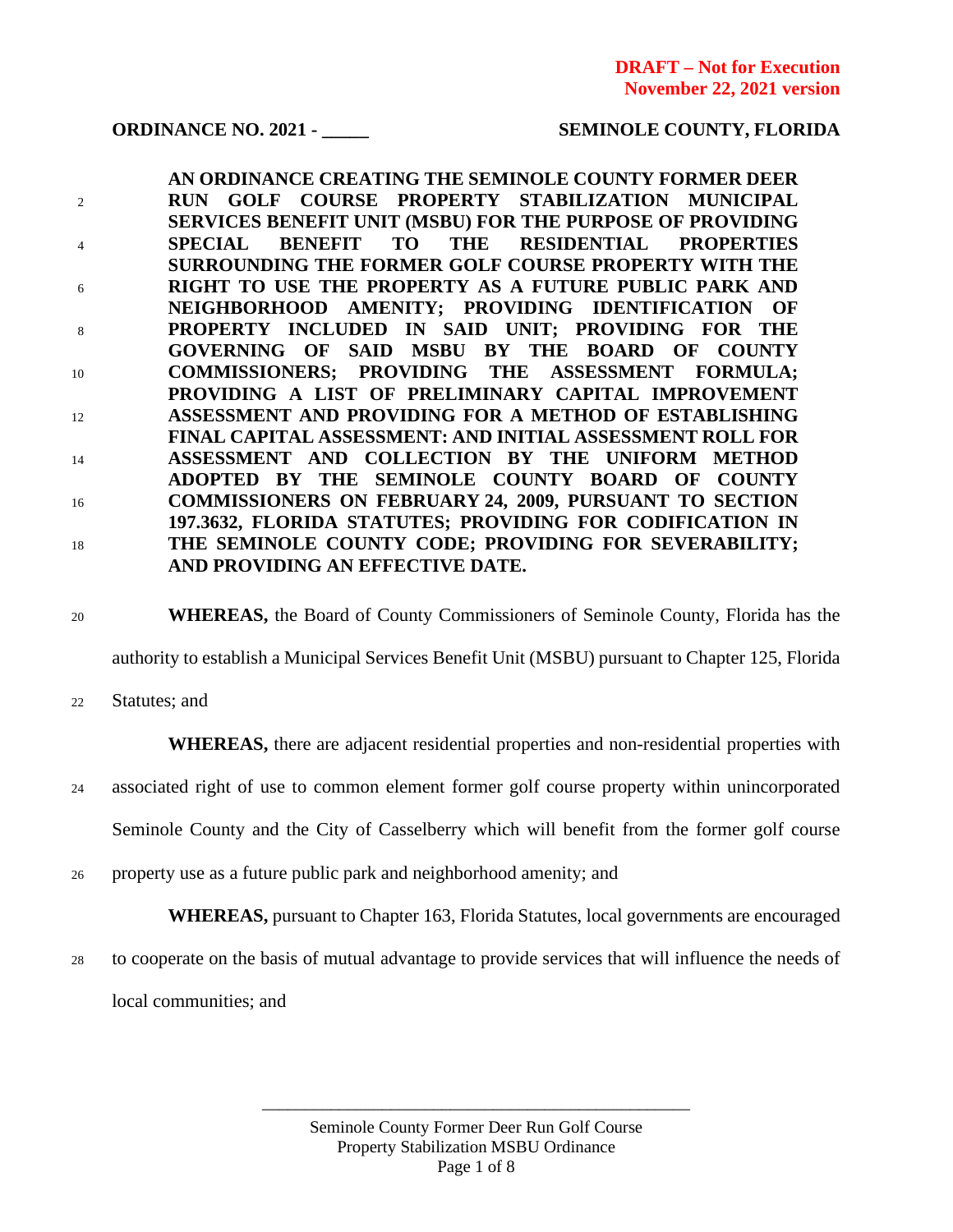**DRAFT – Not for Execution**
**November 22, 2021 version**

**ORDINANCE NO. 2021 - _____** **SEMINOLE COUNTY, FLORIDA**

**AN ORDINANCE CREATING THE SEMINOLE COUNTY FORMER DEER RUN GOLF COURSE PROPERTY STABILIZATION MUNICIPAL SERVICES BENEFIT UNIT (MSBU) FOR THE PURPOSE OF PROVIDING SPECIAL BENEFIT TO THE RESIDENTIAL PROPERTIES SURROUNDING THE FORMER GOLF COURSE PROPERTY WITH THE RIGHT TO USE THE PROPERTY AS A FUTURE PUBLIC PARK AND NEIGHBORHOOD AMENITY; PROVIDING IDENTIFICATION OF PROPERTY INCLUDED IN SAID UNIT; PROVIDING FOR THE GOVERNING OF SAID MSBU BY THE BOARD OF COUNTY COMMISSIONERS; PROVIDING THE ASSESSMENT FORMULA; PROVIDING A LIST OF PRELIMINARY CAPITAL IMPROVEMENT ASSESSMENT AND PROVIDING FOR A METHOD OF ESTABLISHING FINAL CAPITAL ASSESSMENT: AND INITIAL ASSESSMENT ROLL FOR ASSESSMENT AND COLLECTION BY THE UNIFORM METHOD ADOPTED BY THE SEMINOLE COUNTY BOARD OF COUNTY COMMISSIONERS ON FEBRUARY 24, 2009, PURSUANT TO SECTION 197.3632, FLORIDA STATUTES; PROVIDING FOR CODIFICATION IN THE SEMINOLE COUNTY CODE; PROVIDING FOR SEVERABILITY; AND PROVIDING AN EFFECTIVE DATE.**

**WHEREAS,** the Board of County Commissioners of Seminole County, Florida has the authority to establish a Municipal Services Benefit Unit (MSBU) pursuant to Chapter 125, Florida Statutes; and

**WHEREAS,** there are adjacent residential properties and non-residential properties with associated right of use to common element former golf course property within unincorporated Seminole County and the City of Casselberry which will benefit from the former golf course property use as a future public park and neighborhood amenity; and

**WHEREAS,** pursuant to Chapter 163, Florida Statutes, local governments are encouraged to cooperate on the basis of mutual advantage to provide services that will influence the needs of local communities; and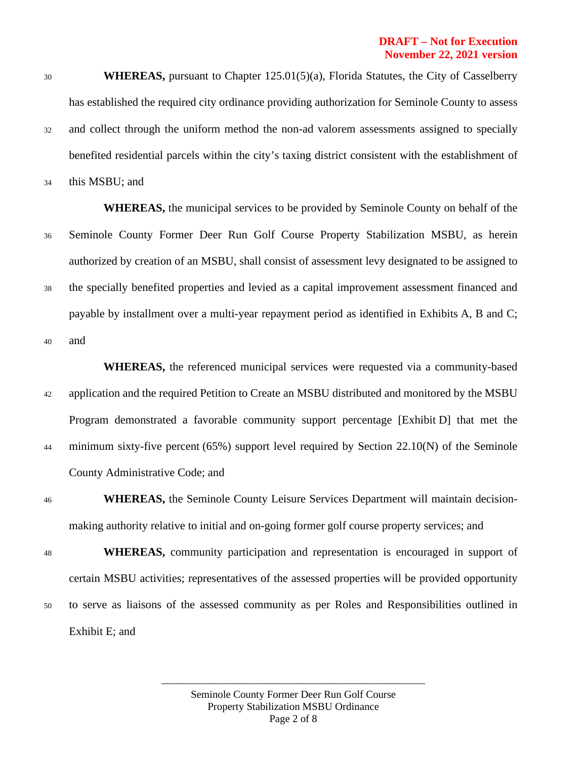**WHEREAS,** pursuant to Chapter 125.01(5)(a), Florida Statutes, the City of Casselberry has established the required city ordinance providing authorization for Seminole County to assess and collect through the uniform method the non-ad valorem assessments assigned to specially benefited residential parcels within the city's taxing district consistent with the establishment of this MSBU; and

**WHEREAS,** the municipal services to be provided by Seminole County on behalf of the Seminole County Former Deer Run Golf Course Property Stabilization MSBU, as herein authorized by creation of an MSBU, shall consist of assessment levy designated to be assigned to the specially benefited properties and levied as a capital improvement assessment financed and payable by installment over a multi-year repayment period as identified in Exhibits A, B and C; and

**WHEREAS,** the referenced municipal services were requested via a community-based application and the required Petition to Create an MSBU distributed and monitored by the MSBU Program demonstrated a favorable community support percentage [Exhibit D] that met the minimum sixty-five percent (65%) support level required by Section 22.10(N) of the Seminole County Administrative Code; and

**WHEREAS,** the Seminole County Leisure Services Department will maintain decision-making authority relative to initial and on-going former golf course property services; and

**WHEREAS,** community participation and representation is encouraged in support of certain MSBU activities; representatives of the assessed properties will be provided opportunity to serve as liaisons of the assessed community as per Roles and Responsibilities outlined in Exhibit E; and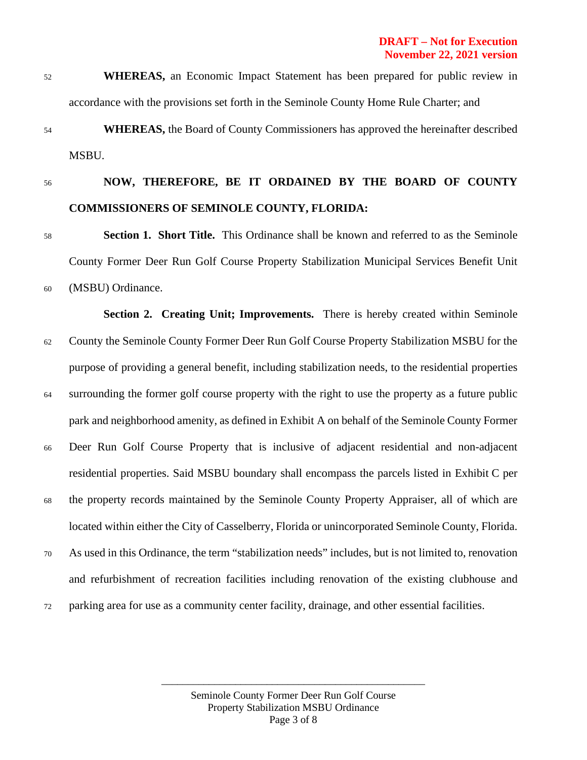**DRAFT – Not for Execution**
**November 22, 2021 version**

**WHEREAS,** an Economic Impact Statement has been prepared for public review in accordance with the provisions set forth in the Seminole County Home Rule Charter; and

**WHEREAS,** the Board of County Commissioners has approved the hereinafter described MSBU.

**NOW, THEREFORE, BE IT ORDAINED BY THE BOARD OF COUNTY COMMISSIONERS OF SEMINOLE COUNTY, FLORIDA:**

**Section 1. Short Title.** This Ordinance shall be known and referred to as the Seminole County Former Deer Run Golf Course Property Stabilization Municipal Services Benefit Unit (MSBU) Ordinance.

**Section 2. Creating Unit; Improvements.** There is hereby created within Seminole County the Seminole County Former Deer Run Golf Course Property Stabilization MSBU for the purpose of providing a general benefit, including stabilization needs, to the residential properties surrounding the former golf course property with the right to use the property as a future public park and neighborhood amenity, as defined in Exhibit A on behalf of the Seminole County Former Deer Run Golf Course Property that is inclusive of adjacent residential and non-adjacent residential properties. Said MSBU boundary shall encompass the parcels listed in Exhibit C per the property records maintained by the Seminole County Property Appraiser, all of which are located within either the City of Casselberry, Florida or unincorporated Seminole County, Florida. As used in this Ordinance, the term "stabilization needs" includes, but is not limited to, renovation and refurbishment of recreation facilities including renovation of the existing clubhouse and parking area for use as a community center facility, drainage, and other essential facilities.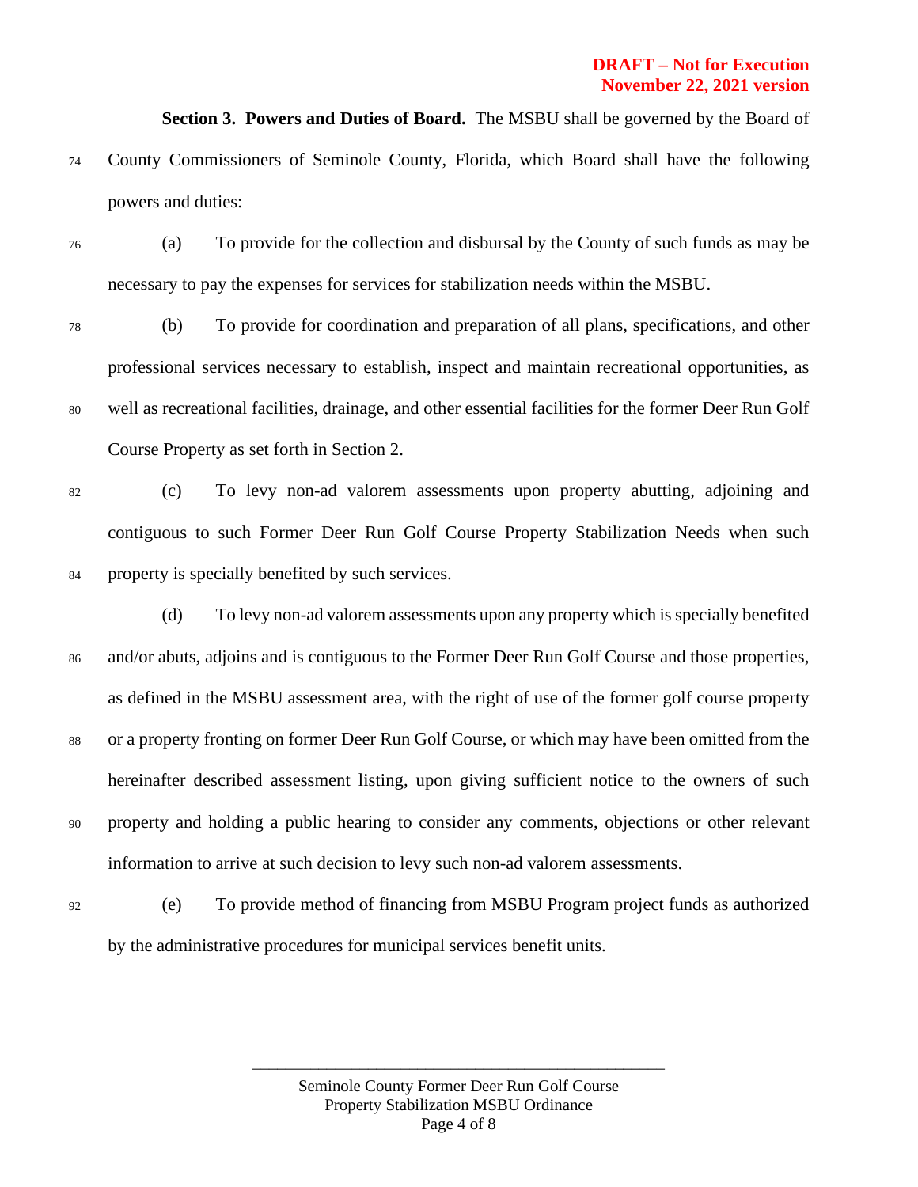**Section 3. Powers and Duties of Board.** The MSBU shall be governed by the Board of County Commissioners of Seminole County, Florida, which Board shall have the following powers and duties:

(a) To provide for the collection and disbursal by the County of such funds as may be necessary to pay the expenses for services for stabilization needs within the MSBU.

(b) To provide for coordination and preparation of all plans, specifications, and other professional services necessary to establish, inspect and maintain recreational opportunities, as well as recreational facilities, drainage, and other essential facilities for the former Deer Run Golf Course Property as set forth in Section 2.

(c) To levy non-ad valorem assessments upon property abutting, adjoining and contiguous to such Former Deer Run Golf Course Property Stabilization Needs when such property is specially benefited by such services.

(d) To levy non-ad valorem assessments upon any property which is specially benefited and/or abuts, adjoins and is contiguous to the Former Deer Run Golf Course and those properties, as defined in the MSBU assessment area, with the right of use of the former golf course property or a property fronting on former Deer Run Golf Course, or which may have been omitted from the hereinafter described assessment listing, upon giving sufficient notice to the owners of such property and holding a public hearing to consider any comments, objections or other relevant information to arrive at such decision to levy such non-ad valorem assessments.

(e) To provide method of financing from MSBU Program project funds as authorized by the administrative procedures for municipal services benefit units.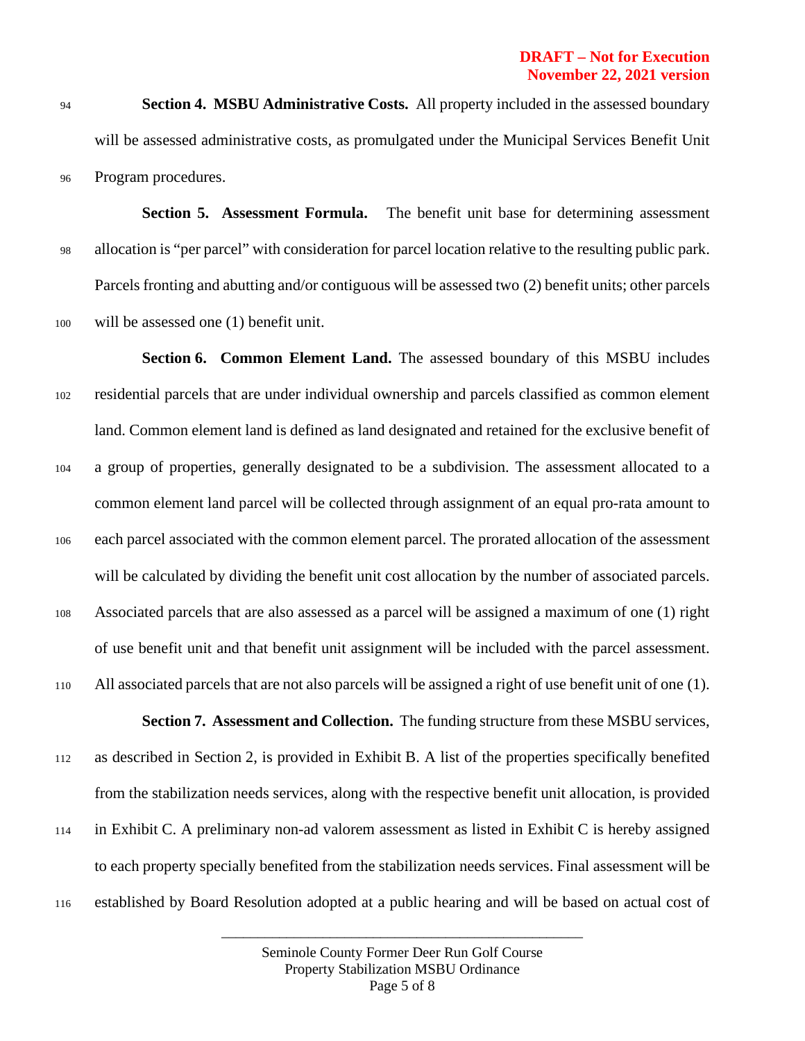**Section 4. MSBU Administrative Costs.** All property included in the assessed boundary will be assessed administrative costs, as promulgated under the Municipal Services Benefit Unit Program procedures.

**Section 5. Assessment Formula.** The benefit unit base for determining assessment allocation is "per parcel" with consideration for parcel location relative to the resulting public park. Parcels fronting and abutting and/or contiguous will be assessed two (2) benefit units; other parcels will be assessed one (1) benefit unit.

**Section 6. Common Element Land.** The assessed boundary of this MSBU includes residential parcels that are under individual ownership and parcels classified as common element land. Common element land is defined as land designated and retained for the exclusive benefit of a group of properties, generally designated to be a subdivision. The assessment allocated to a common element land parcel will be collected through assignment of an equal pro-rata amount to each parcel associated with the common element parcel. The prorated allocation of the assessment will be calculated by dividing the benefit unit cost allocation by the number of associated parcels. Associated parcels that are also assessed as a parcel will be assigned a maximum of one (1) right of use benefit unit and that benefit unit assignment will be included with the parcel assessment. All associated parcels that are not also parcels will be assigned a right of use benefit unit of one (1).

**Section 7. Assessment and Collection.** The funding structure from these MSBU services, as described in Section 2, is provided in Exhibit B. A list of the properties specifically benefited from the stabilization needs services, along with the respective benefit unit allocation, is provided in Exhibit C. A preliminary non-ad valorem assessment as listed in Exhibit C is hereby assigned to each property specially benefited from the stabilization needs services. Final assessment will be established by Board Resolution adopted at a public hearing and will be based on actual cost of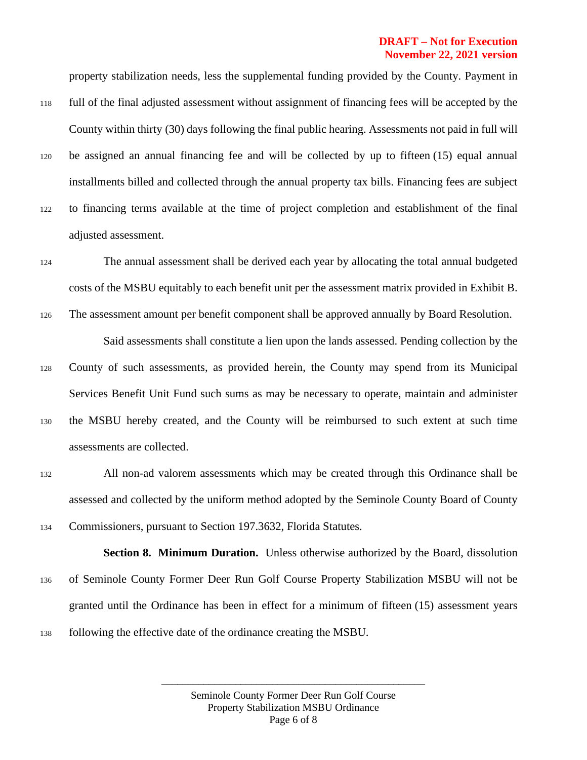property stabilization needs, less the supplemental funding provided by the County. Payment in full of the final adjusted assessment without assignment of financing fees will be accepted by the County within thirty (30) days following the final public hearing. Assessments not paid in full will be assigned an annual financing fee and will be collected by up to fifteen (15) equal annual installments billed and collected through the annual property tax bills. Financing fees are subject to financing terms available at the time of project completion and establishment of the final adjusted assessment.

The annual assessment shall be derived each year by allocating the total annual budgeted costs of the MSBU equitably to each benefit unit per the assessment matrix provided in Exhibit B. The assessment amount per benefit component shall be approved annually by Board Resolution.

Said assessments shall constitute a lien upon the lands assessed. Pending collection by the County of such assessments, as provided herein, the County may spend from its Municipal Services Benefit Unit Fund such sums as may be necessary to operate, maintain and administer the MSBU hereby created, and the County will be reimbursed to such extent at such time assessments are collected.

All non-ad valorem assessments which may be created through this Ordinance shall be assessed and collected by the uniform method adopted by the Seminole County Board of County Commissioners, pursuant to Section 197.3632, Florida Statutes.

**Section 8. Minimum Duration.** Unless otherwise authorized by the Board, dissolution of Seminole County Former Deer Run Golf Course Property Stabilization MSBU will not be granted until the Ordinance has been in effect for a minimum of fifteen (15) assessment years following the effective date of the ordinance creating the MSBU.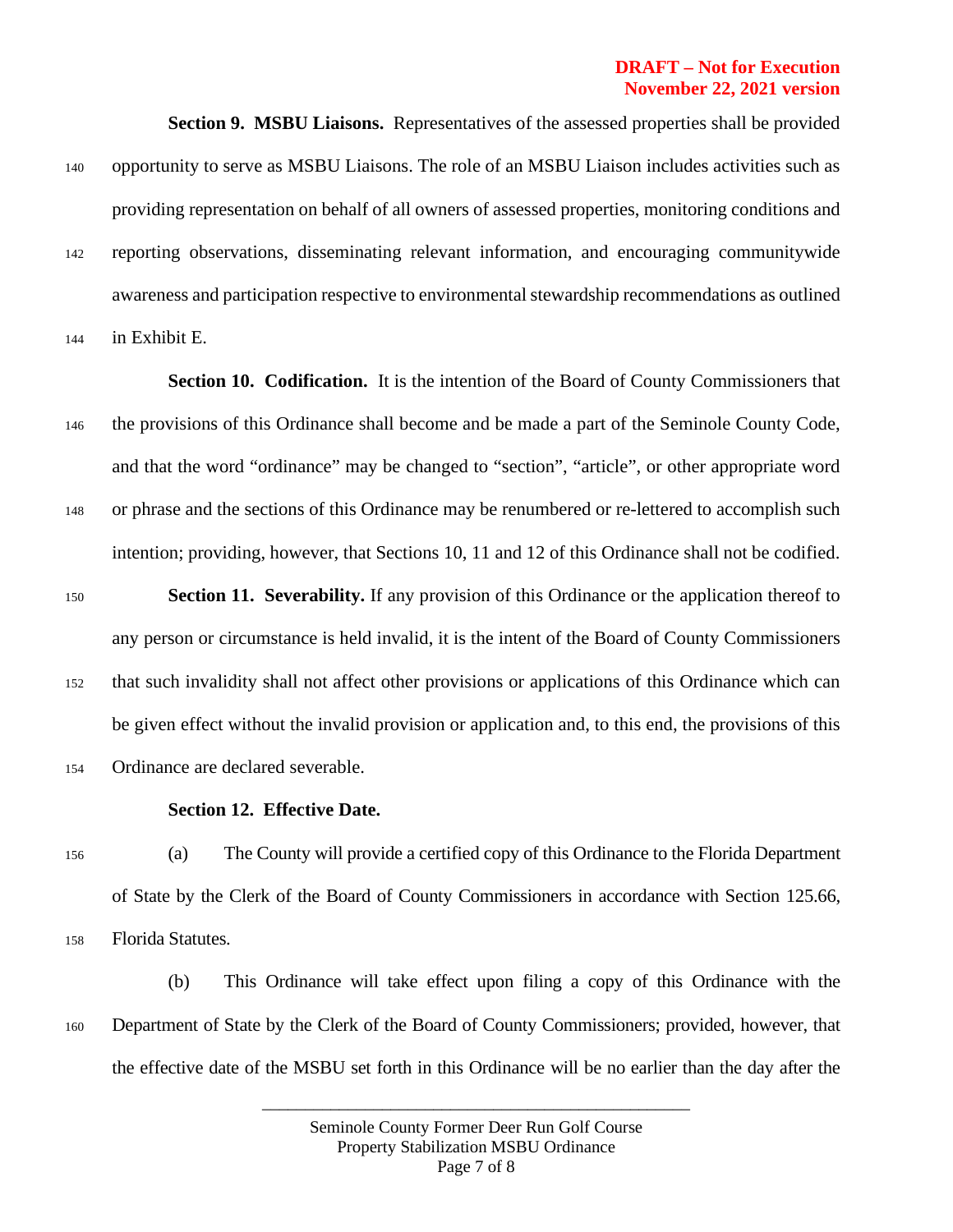**DRAFT – Not for Execution**
**November 22, 2021 version**

**Section 9. MSBU Liaisons.** Representatives of the assessed properties shall be provided opportunity to serve as MSBU Liaisons. The role of an MSBU Liaison includes activities such as providing representation on behalf of all owners of assessed properties, monitoring conditions and reporting observations, disseminating relevant information, and encouraging communitywide awareness and participation respective to environmental stewardship recommendations as outlined in Exhibit E.

**Section 10. Codification.** It is the intention of the Board of County Commissioners that the provisions of this Ordinance shall become and be made a part of the Seminole County Code, and that the word "ordinance" may be changed to "section", "article", or other appropriate word or phrase and the sections of this Ordinance may be renumbered or re-lettered to accomplish such intention; providing, however, that Sections 10, 11 and 12 of this Ordinance shall not be codified.

**Section 11. Severability.** If any provision of this Ordinance or the application thereof to any person or circumstance is held invalid, it is the intent of the Board of County Commissioners that such invalidity shall not affect other provisions or applications of this Ordinance which can be given effect without the invalid provision or application and, to this end, the provisions of this Ordinance are declared severable.

**Section 12. Effective Date.**

(a) The County will provide a certified copy of this Ordinance to the Florida Department of State by the Clerk of the Board of County Commissioners in accordance with Section 125.66, Florida Statutes.

(b) This Ordinance will take effect upon filing a copy of this Ordinance with the Department of State by the Clerk of the Board of County Commissioners; provided, however, that the effective date of the MSBU set forth in this Ordinance will be no earlier than the day after the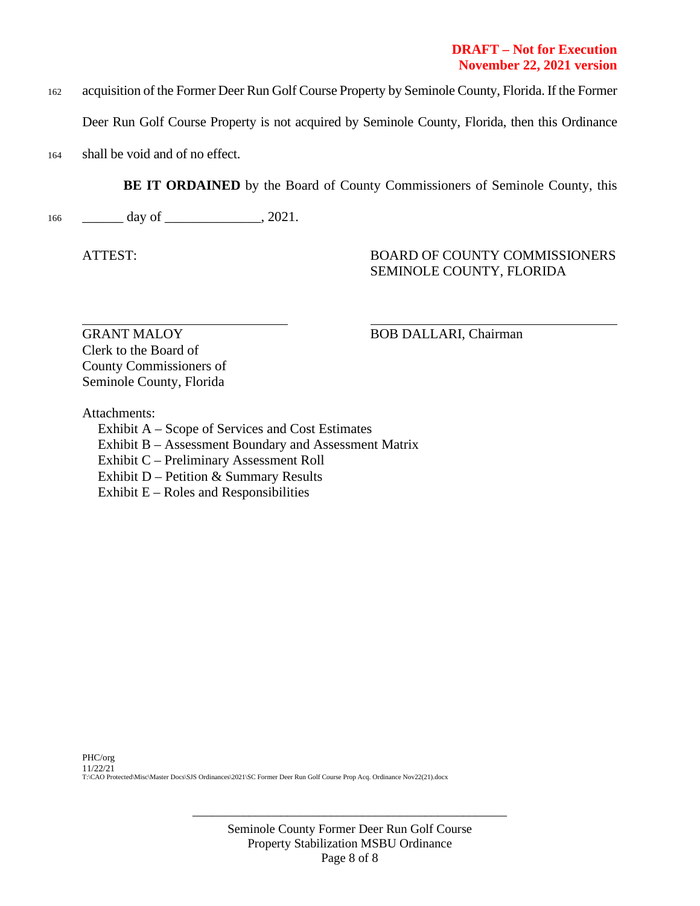**DRAFT – Not for Execution**
**November 22, 2021 version**

162 acquisition of the Former Deer Run Golf Course Property by Seminole County, Florida. If the Former Deer Run Golf Course Property is not acquired by Seminole County, Florida, then this Ordinance

164 shall be void and of no effect.

**BE IT ORDAINED** by the Board of County Commissioners of Seminole County, this

166 ______ day of ______________, 2021.

ATTEST:

BOARD OF COUNTY COMMISSIONERS
SEMINOLE COUNTY, FLORIDA

______________________________
GRANT MALOY
Clerk to the Board of
County Commissioners of
Seminole County, Florida

______________________________
BOB DALLARI, Chairman

Attachments:

- Exhibit A – Scope of Services and Cost Estimates
- Exhibit B – Assessment Boundary and Assessment Matrix
- Exhibit C – Preliminary Assessment Roll
- Exhibit D – Petition & Summary Results
- Exhibit E – Roles and Responsibilities

PHC/org
11/22/21
T:\CAO Protected\Misc\Master Docs\SJS Ordinances\2021\SC Former Deer Run Golf Course Prop Acq. Ordinance Nov22(21).docx